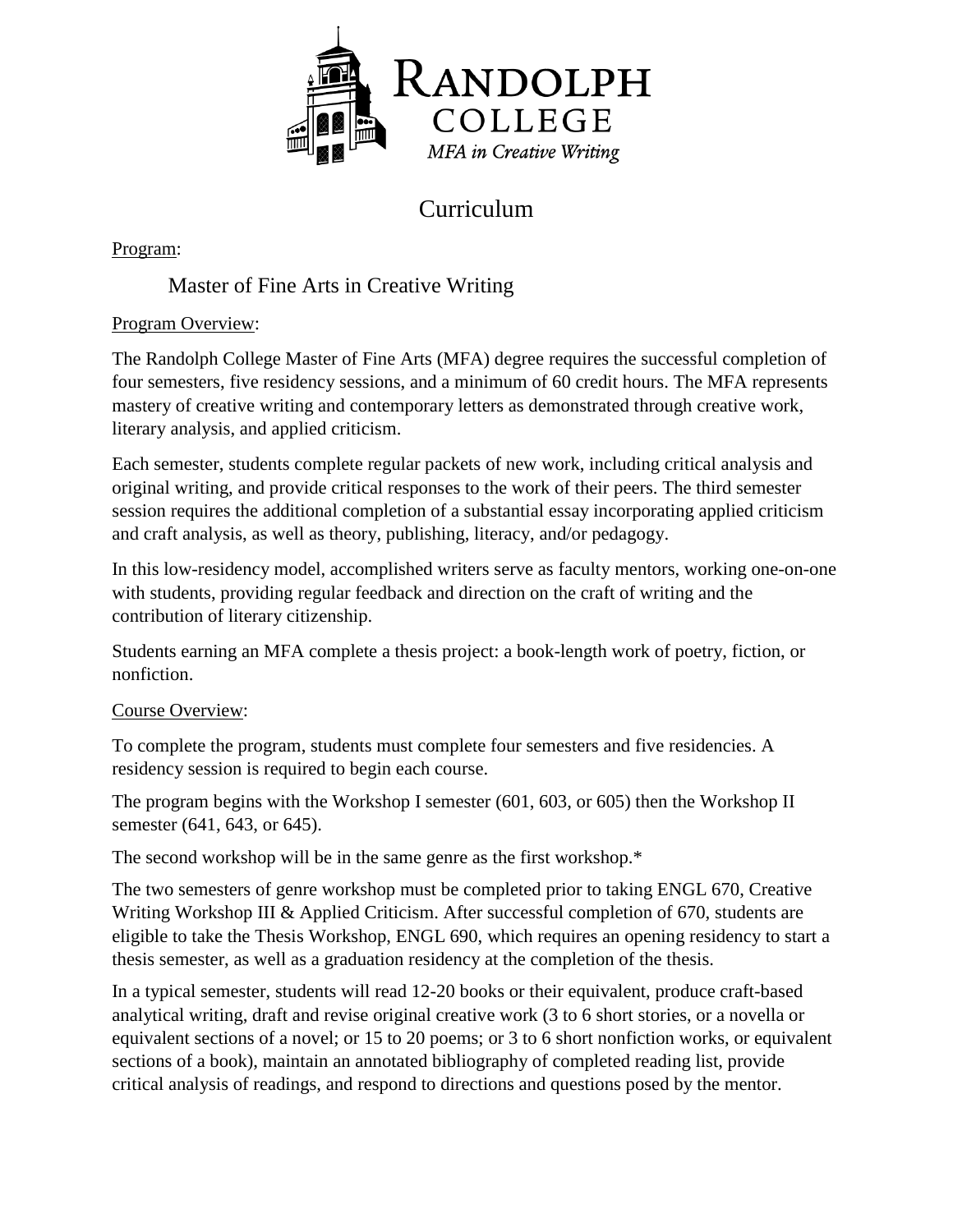RANDOLPH COLLEGE

*MFA in Creative Writing*

# Curriculum

Program:

## Master of Fine Arts in Creative Writing

Program Overview:

The Randolph College Master of Fine Arts (MFA) degree requires the successful completion of four semesters, five residency sessions, and a minimum of 60 credit hours. The MFA represents mastery of creative writing and contemporary letters as demonstrated through creative work, literary analysis, and applied criticism.

Each semester, students complete regular packets of new work, including critical analysis and original writing, and provide critical responses to the work of their peers. The third semester session requires the additional completion of a substantial essay incorporating applied criticism and craft analysis, as well as theory, publishing, literacy, and/or pedagogy.

In this low-residency model, accomplished writers serve as faculty mentors, working one-on-one with students, providing regular feedback and direction on the craft of writing and the contribution of literary citizenship.

Students earning an MFA complete a thesis project: a book-length work of poetry, fiction, or nonfiction.

Course Overview:

To complete the program, students must complete four semesters and five residencies. A residency session is required to begin each course.

The program begins with the Workshop I semester (601, 603, or 605) then the Workshop II semester (641, 643, or 645).

The second workshop will be in the same genre as the first workshop.*

The two semesters of genre workshop must be completed prior to taking ENGL 670, Creative Writing Workshop III & Applied Criticism. After successful completion of 670, students are eligible to take the Thesis Workshop, ENGL 690, which requires an opening residency to start a thesis semester, as well as a graduation residency at the completion of the thesis.

In a typical semester, students will read 12-20 books or their equivalent, produce craft-based analytical writing, draft and revise original creative work (3 to 6 short stories, or a novella or equivalent sections of a novel; or 15 to 20 poems; or 3 to 6 short nonfiction works, or equivalent sections of a book), maintain an annotated bibliography of completed reading list, provide critical analysis of readings, and respond to directions and questions posed by the mentor.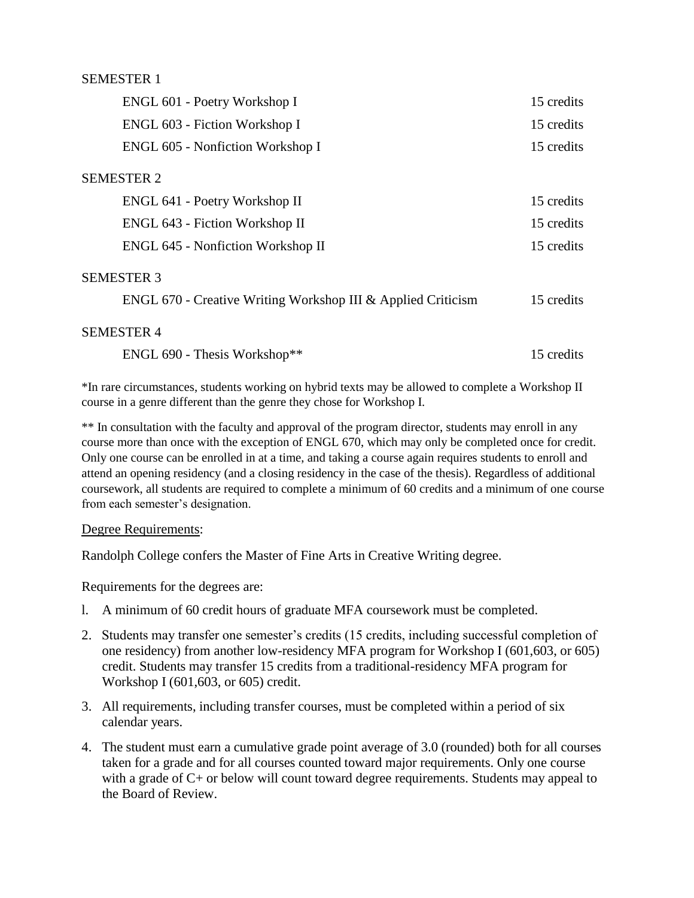SEMESTER 1

| | |
|---|---|
| ENGL 601 - Poetry Workshop I | 15 credits |
| ENGL 603 - Fiction Workshop I | 15 credits |
| ENGL 605 - Nonfiction Workshop I | 15 credits |

SEMESTER 2

| | |
|---|---|
| ENGL 641 - Poetry Workshop II | 15 credits |
| ENGL 643 - Fiction Workshop II | 15 credits |
| ENGL 645 - Nonfiction Workshop II | 15 credits |

SEMESTER 3

| | |
|---|---|
| ENGL 670 - Creative Writing Workshop III & Applied Criticism | 15 credits |

SEMESTER 4

| | |
|---|---|
| ENGL 690 - Thesis Workshop** | 15 credits |

*In rare circumstances, students working on hybrid texts may be allowed to complete a Workshop II course in a genre different than the genre they chose for Workshop I.

** In consultation with the faculty and approval of the program director, students may enroll in any course more than once with the exception of ENGL 670, which may only be completed once for credit. Only one course can be enrolled in at a time, and taking a course again requires students to enroll and attend an opening residency (and a closing residency in the case of the thesis). Regardless of additional coursework, all students are required to complete a minimum of 60 credits and a minimum of one course from each semester's designation.

<u>Degree Requirements</u>:

Randolph College confers the Master of Fine Arts in Creative Writing degree.

Requirements for the degrees are:

l. A minimum of 60 credit hours of graduate MFA coursework must be completed.

2. Students may transfer one semester's credits (15 credits, including successful completion of one residency) from another low-residency MFA program for Workshop I (601,603, or 605) credit. Students may transfer 15 credits from a traditional-residency MFA program for Workshop I (601,603, or 605) credit.

3. All requirements, including transfer courses, must be completed within a period of six calendar years.

4. The student must earn a cumulative grade point average of 3.0 (rounded) both for all courses taken for a grade and for all courses counted toward major requirements. Only one course with a grade of C+ or below will count toward degree requirements. Students may appeal to the Board of Review.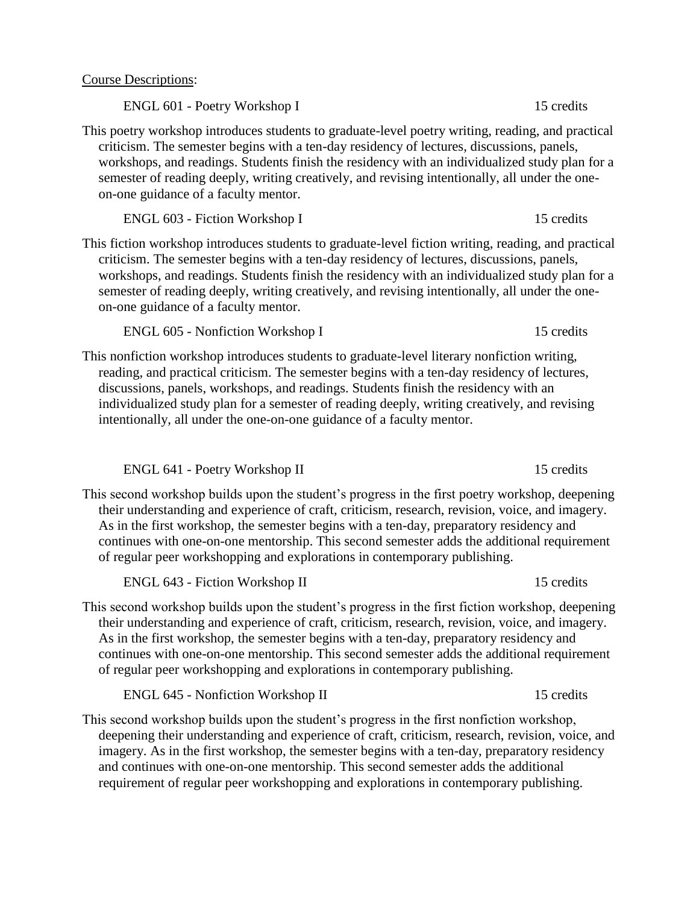Course Descriptions:

ENGL 601 - Poetry Workshop I — 15 credits

This poetry workshop introduces students to graduate-level poetry writing, reading, and practical criticism. The semester begins with a ten-day residency of lectures, discussions, panels, workshops, and readings. Students finish the residency with an individualized study plan for a semester of reading deeply, writing creatively, and revising intentionally, all under the one-on-one guidance of a faculty mentor.

ENGL 603 - Fiction Workshop I — 15 credits

This fiction workshop introduces students to graduate-level fiction writing, reading, and practical criticism. The semester begins with a ten-day residency of lectures, discussions, panels, workshops, and readings. Students finish the residency with an individualized study plan for a semester of reading deeply, writing creatively, and revising intentionally, all under the one-on-one guidance of a faculty mentor.

ENGL 605 - Nonfiction Workshop I — 15 credits

This nonfiction workshop introduces students to graduate-level literary nonfiction writing, reading, and practical criticism. The semester begins with a ten-day residency of lectures, discussions, panels, workshops, and readings. Students finish the residency with an individualized study plan for a semester of reading deeply, writing creatively, and revising intentionally, all under the one-on-one guidance of a faculty mentor.

ENGL 641 - Poetry Workshop II — 15 credits

This second workshop builds upon the student's progress in the first poetry workshop, deepening their understanding and experience of craft, criticism, research, revision, voice, and imagery. As in the first workshop, the semester begins with a ten-day, preparatory residency and continues with one-on-one mentorship. This second semester adds the additional requirement of regular peer workshopping and explorations in contemporary publishing.

ENGL 643 - Fiction Workshop II — 15 credits

This second workshop builds upon the student's progress in the first fiction workshop, deepening their understanding and experience of craft, criticism, research, revision, voice, and imagery. As in the first workshop, the semester begins with a ten-day, preparatory residency and continues with one-on-one mentorship. This second semester adds the additional requirement of regular peer workshopping and explorations in contemporary publishing.

ENGL 645 - Nonfiction Workshop II — 15 credits

This second workshop builds upon the student's progress in the first nonfiction workshop, deepening their understanding and experience of craft, criticism, research, revision, voice, and imagery. As in the first workshop, the semester begins with a ten-day, preparatory residency and continues with one-on-one mentorship. This second semester adds the additional requirement of regular peer workshopping and explorations in contemporary publishing.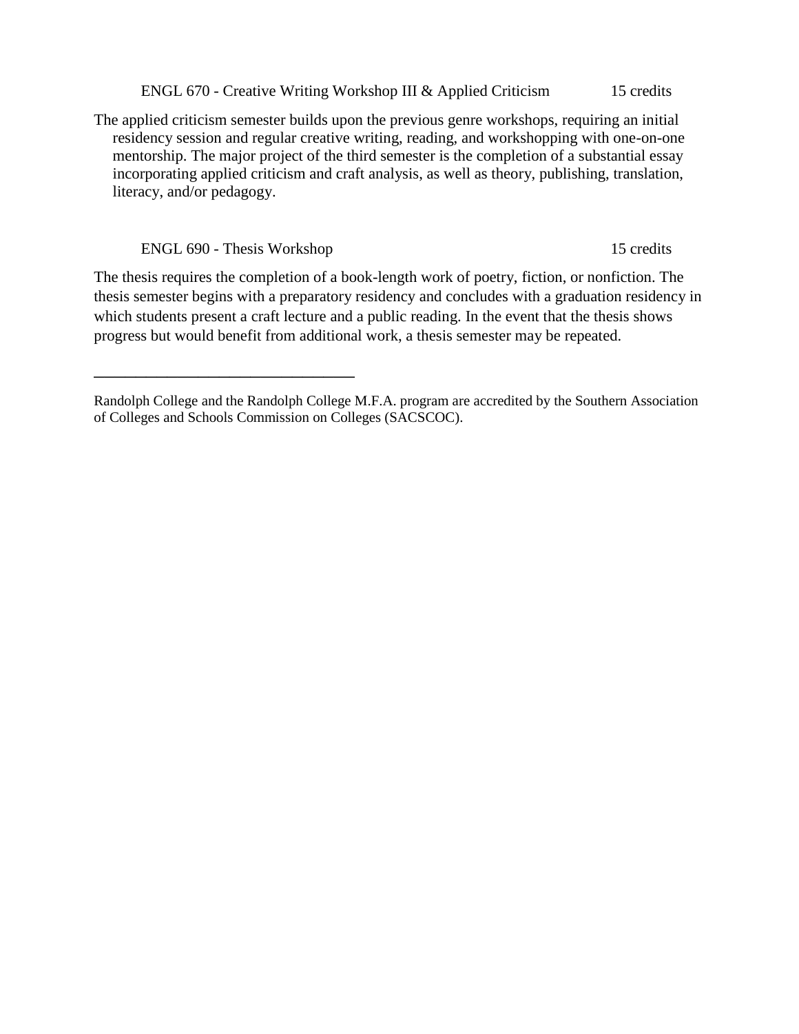ENGL 670 - Creative Writing Workshop III & Applied Criticism 15 credits

The applied criticism semester builds upon the previous genre workshops, requiring an initial residency session and regular creative writing, reading, and workshopping with one-on-one mentorship. The major project of the third semester is the completion of a substantial essay incorporating applied criticism and craft analysis, as well as theory, publishing, translation, literacy, and/or pedagogy.

ENGL 690 - Thesis Workshop 15 credits

The thesis requires the completion of a book-length work of poetry, fiction, or nonfiction. The thesis semester begins with a preparatory residency and concludes with a graduation residency in which students present a craft lecture and a public reading. In the event that the thesis shows progress but would benefit from additional work, a thesis semester may be repeated.

---

Randolph College and the Randolph College M.F.A. program are accredited by the Southern Association of Colleges and Schools Commission on Colleges (SACSCOC).